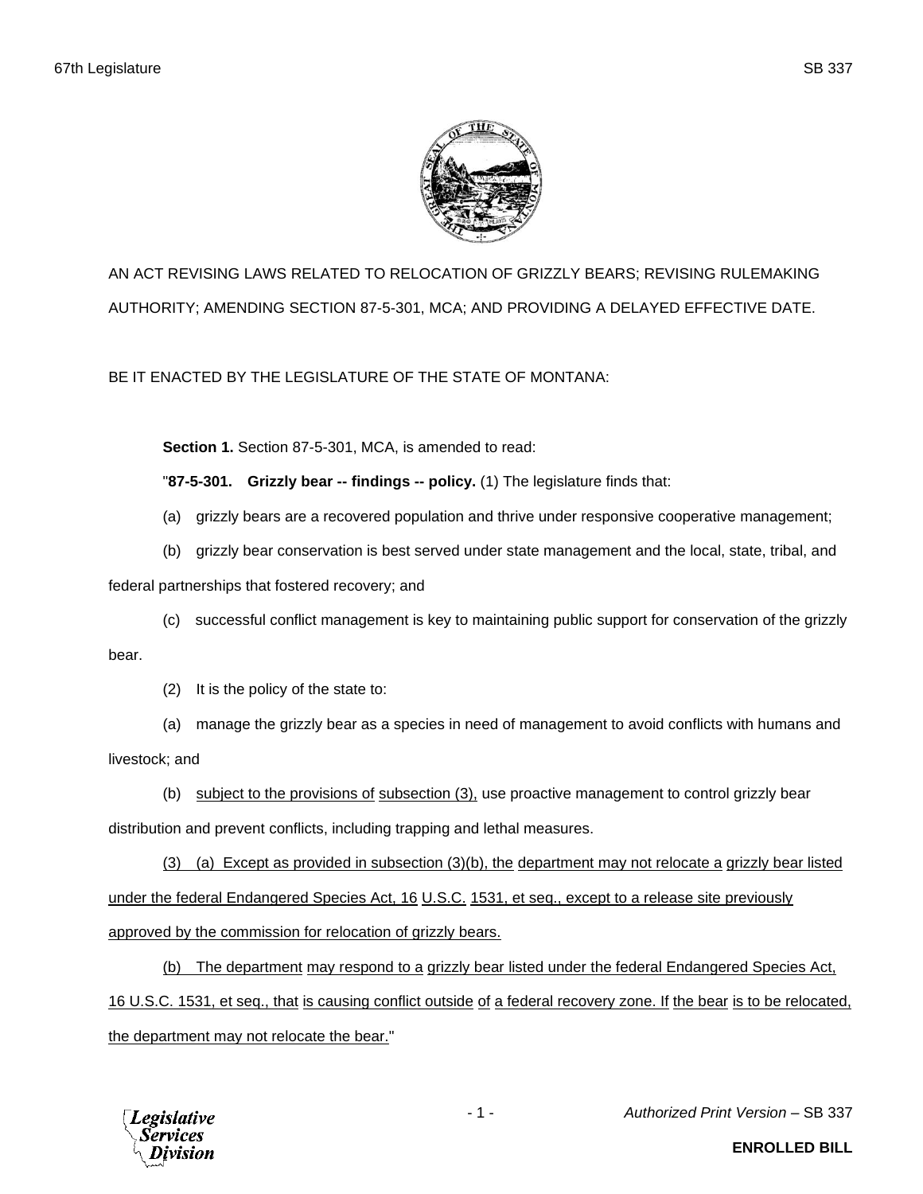AN ACT REVISING LAWS RELATED TO RELOCATION OF GRIZZLY BEARS; REVISING RULEMAKING AUTHORITY; AMENDING SECTION 87-5-301, MCA; AND PROVIDING A DELAYED EFFECTIVE DATE.

BE IT ENACTED BY THE LEGISLATURE OF THE STATE OF MONTANA:

**Section 1.** Section 87-5-301, MCA, is amended to read:

"**87-5-301. Grizzly bear -- findings -- policy.** (1) The legislature finds that:

(a) grizzly bears are a recovered population and thrive under responsive cooperative management;

(b) grizzly bear conservation is best served under state management and the local, state, tribal, and federal partnerships that fostered recovery; and

(c) successful conflict management is key to maintaining public support for conservation of the grizzly bear.

(2) It is the policy of the state to:

(a) manage the grizzly bear as a species in need of management to avoid conflicts with humans and livestock; and

(b) <u>subject to the provisions of</u> <u>subsection (3),</u> use proactive management to control grizzly bear distribution and prevent conflicts, including trapping and lethal measures.

<u>(3) (a) Except as provided in subsection (3)(b), the</u> <u>department may not relocate a</u> <u>grizzly bear listed under the federal Endangered Species Act, 16</u> <u>U.S.C.</u> <u>1531, et seq., except to a release site previously approved by the commission for relocation of grizzly bears.</u>

<u>(b) The department</u> <u>may respond to a</u> <u>grizzly bear listed under the federal Endangered Species Act, 16 U.S.C. 1531, et seq., that</u> <u>is causing conflict outside</u> <u>of</u> <u>a federal recovery zone. If</u> <u>the bear</u> <u>is to be relocated, the department may not relocate the bear.</u>"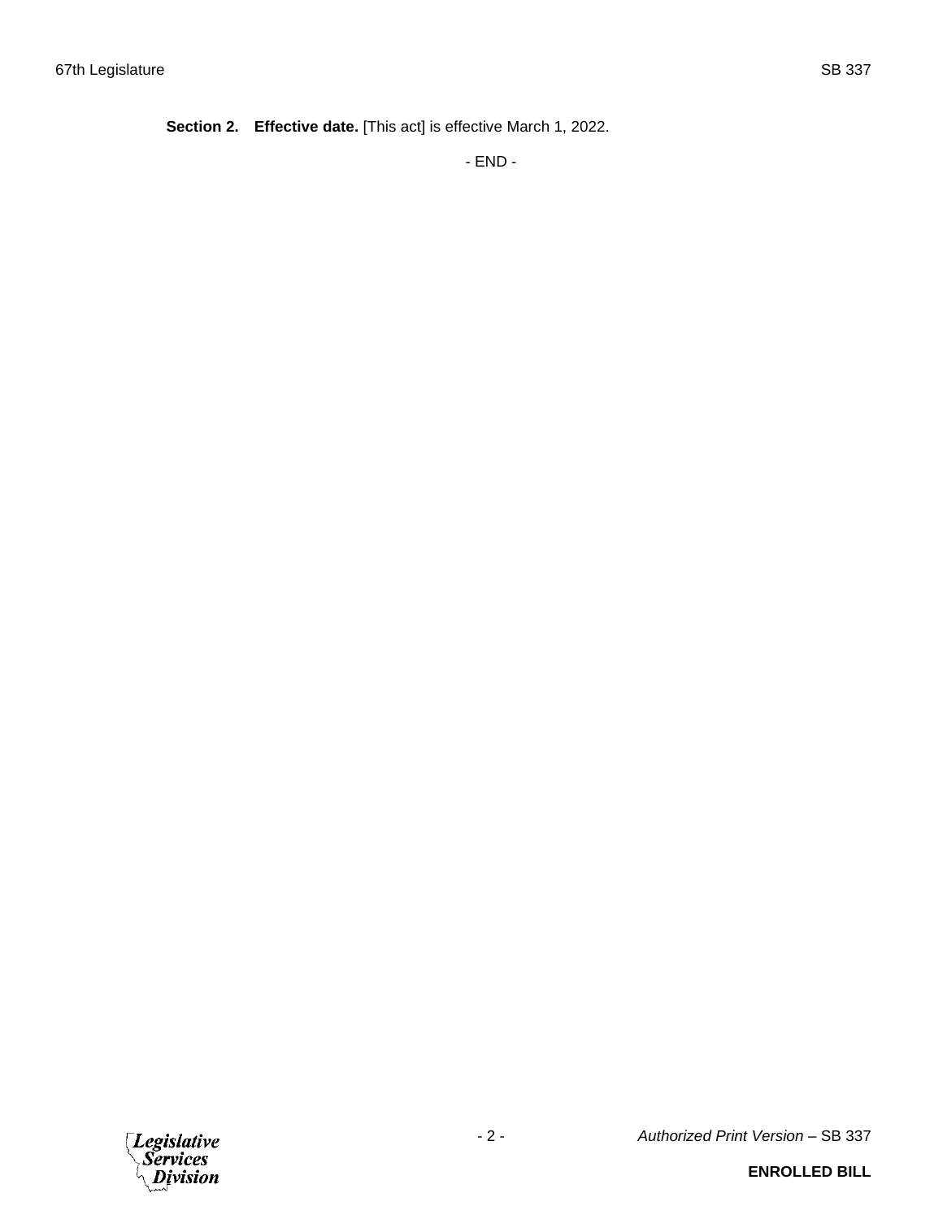**Section 2. Effective date.** [This act] is effective March 1, 2022.

- END -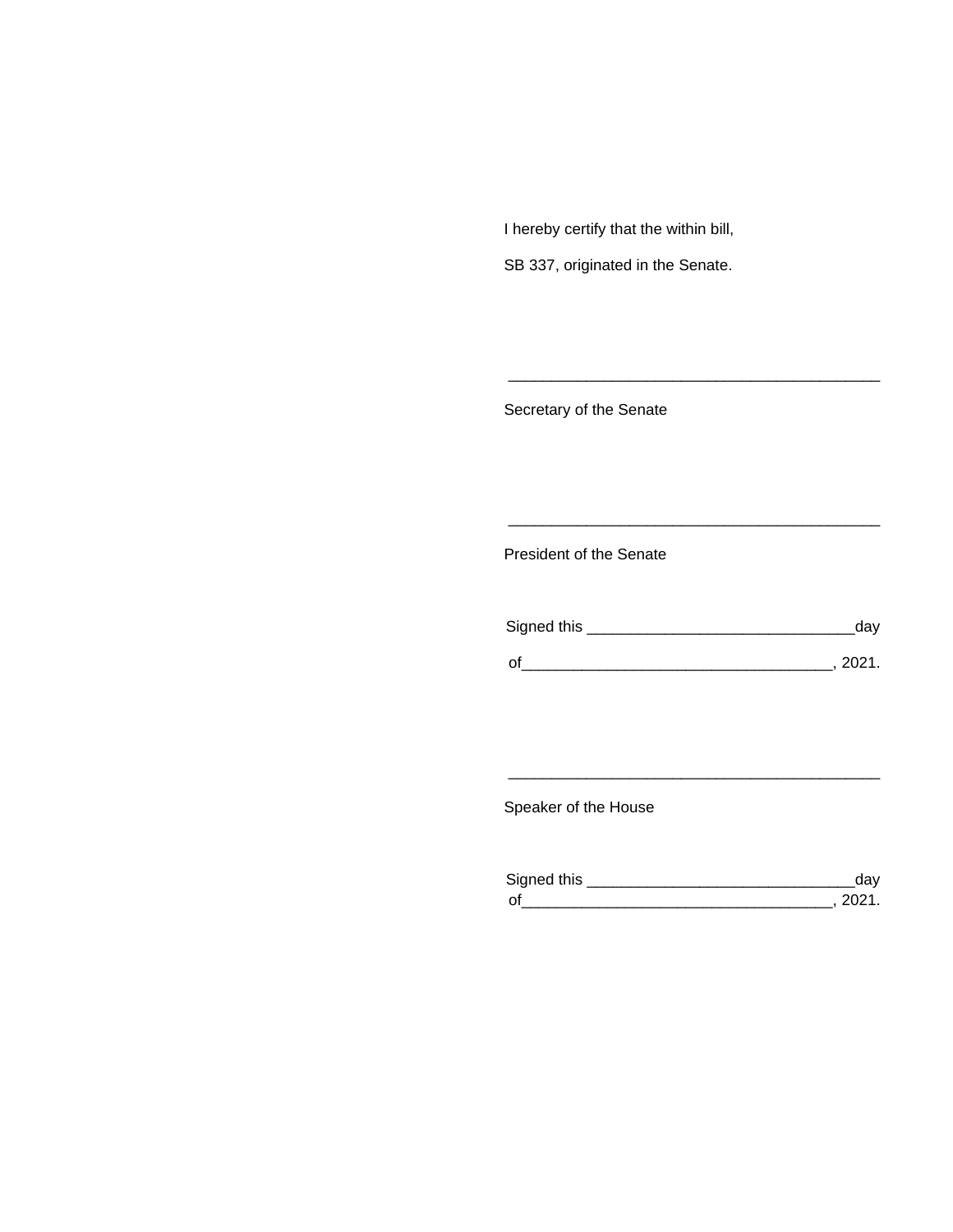I hereby certify that the within bill,

SB 337, originated in the Senate.

\_\_\_\_\_\_\_\_\_\_\_\_\_\_\_\_\_\_\_\_\_\_\_\_\_\_\_\_\_\_\_\_\_\_\_\_\_\_\_\_\_\_\_\_

Secretary of the Senate

\_\_\_\_\_\_\_\_\_\_\_\_\_\_\_\_\_\_\_\_\_\_\_\_\_\_\_\_\_\_\_\_\_\_\_\_\_\_\_\_\_\_\_\_

President of the Senate

Signed this \_\_\_\_\_\_\_\_\_\_\_\_\_\_\_\_\_\_\_\_\_\_\_\_\_\_\_\_\_\_\_day

of\_\_\_\_\_\_\_\_\_\_\_\_\_\_\_\_\_\_\_\_\_\_\_\_\_\_\_\_\_\_\_\_\_\_\_\_, 2021.

\_\_\_\_\_\_\_\_\_\_\_\_\_\_\_\_\_\_\_\_\_\_\_\_\_\_\_\_\_\_\_\_\_\_\_\_\_\_\_\_\_\_\_\_

Speaker of the House

Signed this \_\_\_\_\_\_\_\_\_\_\_\_\_\_\_\_\_\_\_\_\_\_\_\_\_\_\_\_\_\_\_day

of\_\_\_\_\_\_\_\_\_\_\_\_\_\_\_\_\_\_\_\_\_\_\_\_\_\_\_\_\_\_\_\_\_\_\_\_, 2021.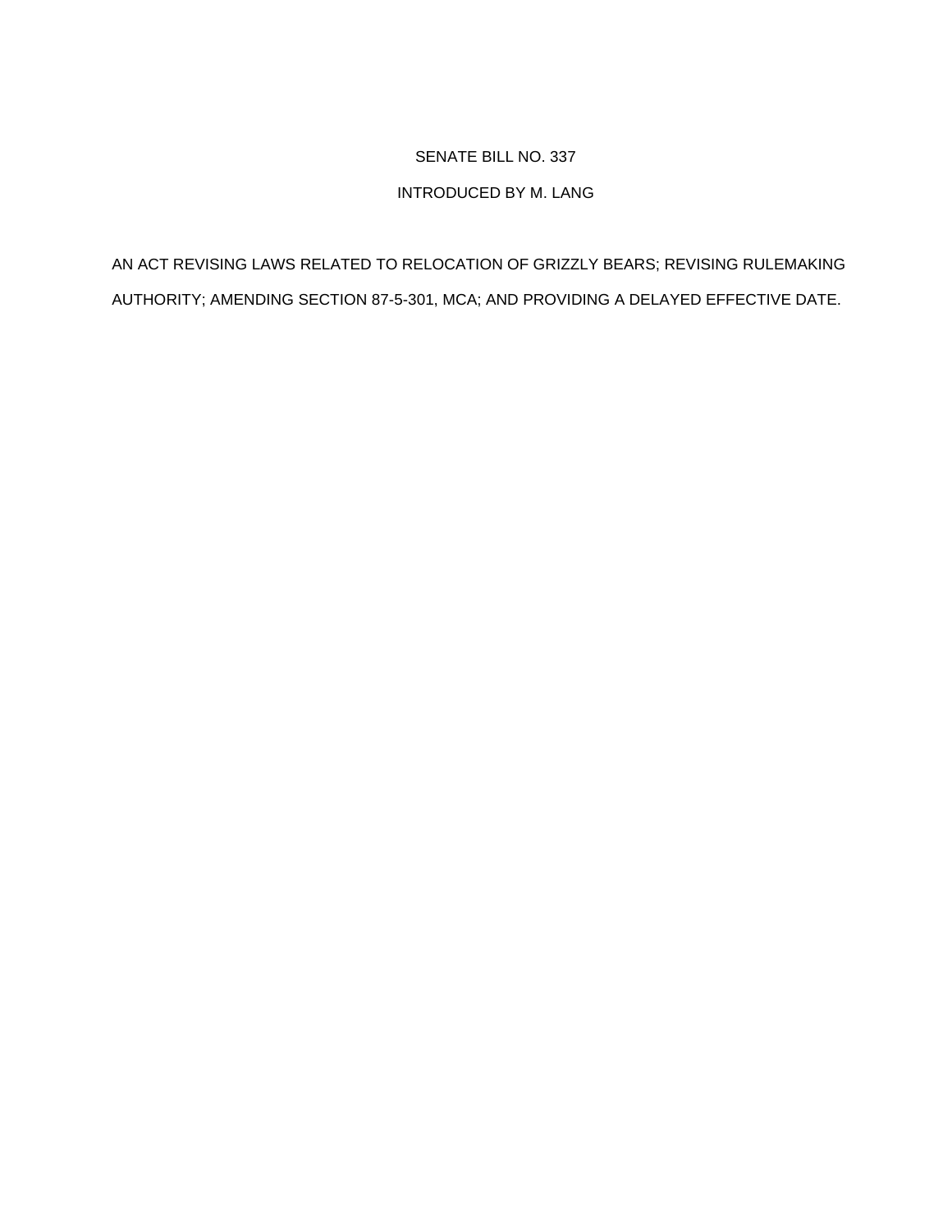SENATE BILL NO. 337

INTRODUCED BY M. LANG

AN ACT REVISING LAWS RELATED TO RELOCATION OF GRIZZLY BEARS; REVISING RULEMAKING AUTHORITY; AMENDING SECTION 87-5-301, MCA; AND PROVIDING A DELAYED EFFECTIVE DATE.